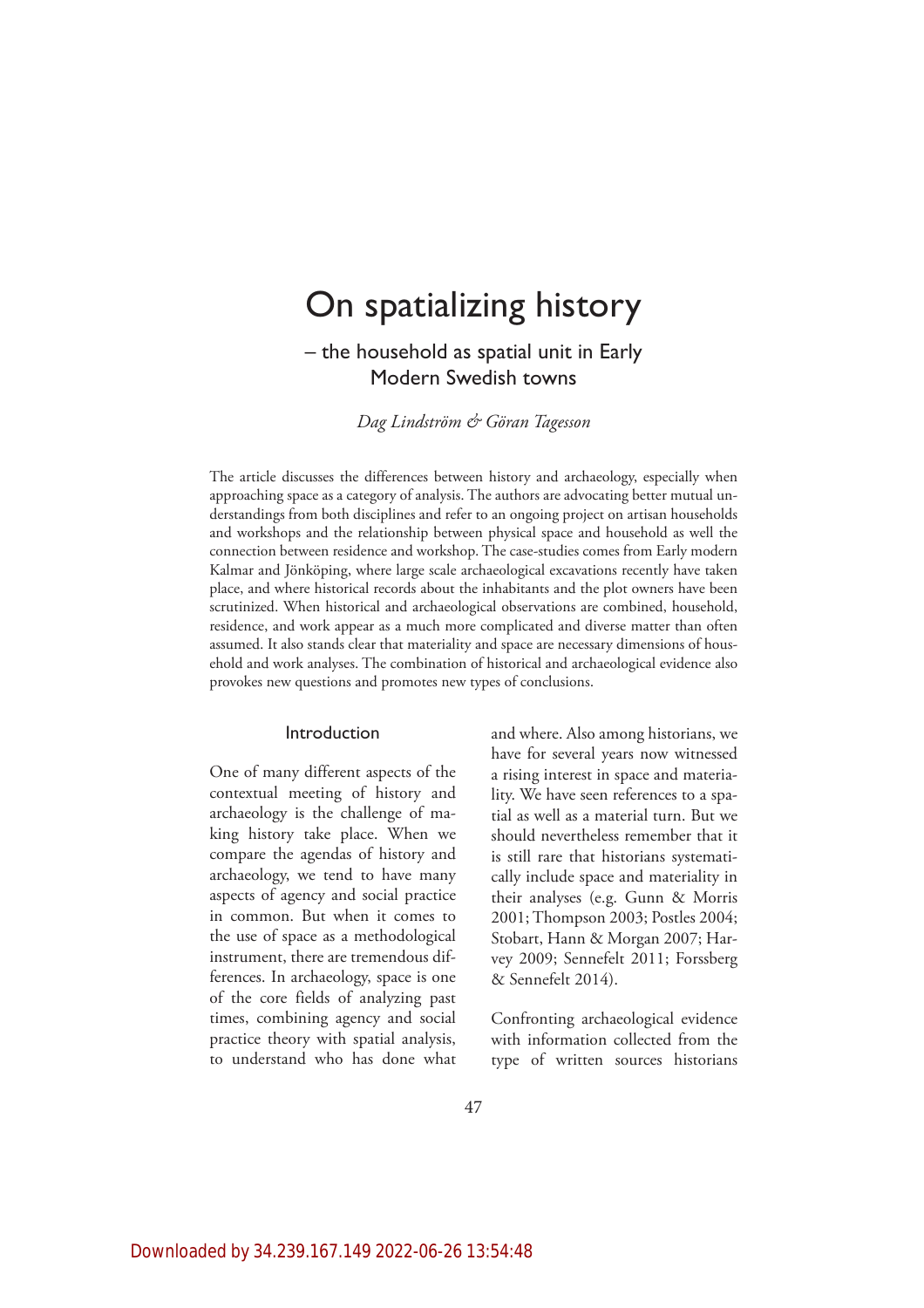# On spatializing history

## – the household as spatial unit in Early Modern Swedish towns

*Dag Lindström & Göran Tagesson*

The article discusses the differences between history and archaeology, especially when approaching space as a category of analysis. The authors are advocating better mutual understandings from both disciplines and refer to an ongoing project on artisan households and workshops and the relationship between physical space and household as well the connection between residence and workshop. The case-studies comes from Early modern Kalmar and Jönköping, where large scale archaeological excavations recently have taken place, and where historical records about the inhabitants and the plot owners have been scrutinized. When historical and archaeological observations are combined, household, residence, and work appear as a much more complicated and diverse matter than often assumed. It also stands clear that materiality and space are necessary dimensions of household and work analyses. The combination of historical and archaeological evidence also provokes new questions and promotes new types of conclusions.

### Introduction

One of many different aspects of the contextual meeting of history and archaeology is the challenge of making history take place. When we compare the agendas of history and archaeology, we tend to have many aspects of agency and social practice in common. But when it comes to the use of space as a methodological instrument, there are tremendous differences. In archaeology, space is one of the core fields of analyzing past times, combining agency and social practice theory with spatial analysis, to understand who has done what and where. Also among historians, we have for several years now witnessed a rising interest in space and materiality. We have seen references to a spatial as well as a material turn. But we should nevertheless remember that it is still rare that historians systematically include space and materiality in their analyses (e.g. Gunn & Morris 2001; Thompson 2003; Postles 2004; Stobart, Hann & Morgan 2007; Harvey 2009; Sennefelt 2011; Forssberg & Sennefelt 2014).

Confronting archaeological evidence with information collected from the type of written sources historians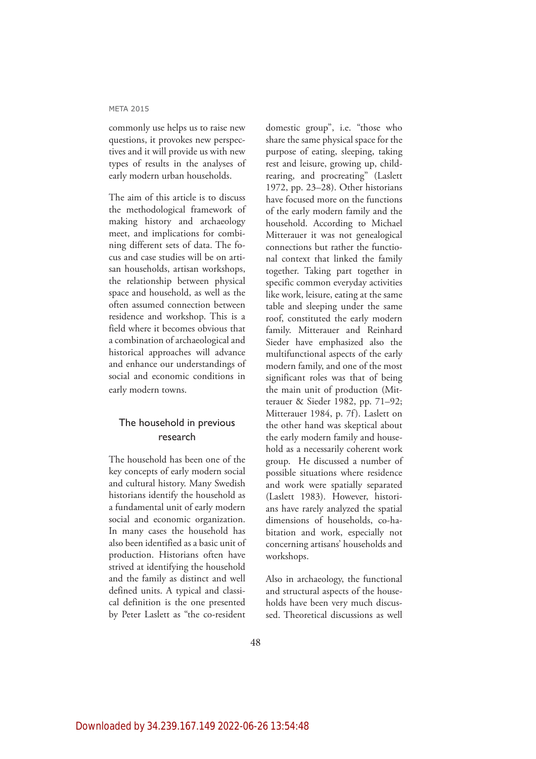commonly use helps us to raise new questions, it provokes new perspectives and it will provide us with new types of results in the analyses of early modern urban households.

The aim of this article is to discuss the methodological framework of making history and archaeology meet, and implications for combining different sets of data. The focus and case studies will be on artisan households, artisan workshops, the relationship between physical space and household, as well as the often assumed connection between residence and workshop. This is a field where it becomes obvious that a combination of archaeological and historical approaches will advance and enhance our understandings of social and economic conditions in early modern towns.

## The household in previous research

The household has been one of the key concepts of early modern social and cultural history. Many Swedish historians identify the household as a fundamental unit of early modern social and economic organization. In many cases the household has also been identified as a basic unit of production. Historians often have strived at identifying the household and the family as distinct and well defined units. A typical and classical definition is the one presented by Peter Laslett as "the co-resident domestic group", i.e. "those who share the same physical space for the purpose of eating, sleeping, taking rest and leisure, growing up, child-rearing, and procreating" (Laslett 1972, pp. 23–28). Other historians have focused more on the functions of the early modern family and the household. According to Michael Mitterauer it was not genealogical connections but rather the functional context that linked the family together. Taking part together in specific common everyday activities like work, leisure, eating at the same table and sleeping under the same roof, constituted the early modern family. Mitterauer and Reinhard Sieder have emphasized also the multifunctional aspects of the early modern family, and one of the most significant roles was that of being the main unit of production (Mitterauer & Sieder 1982, pp. 71–92; Mitterauer 1984, p. 7f). Laslett on the other hand was skeptical about the early modern family and household as a necessarily coherent work group. He discussed a number of possible situations where residence and work were spatially separated (Laslett 1983). However, historians have rarely analyzed the spatial dimensions of households, co-habitation and work, especially not concerning artisans' households and workshops.

Also in archaeology, the functional and structural aspects of the households have been very much discussed. Theoretical discussions as well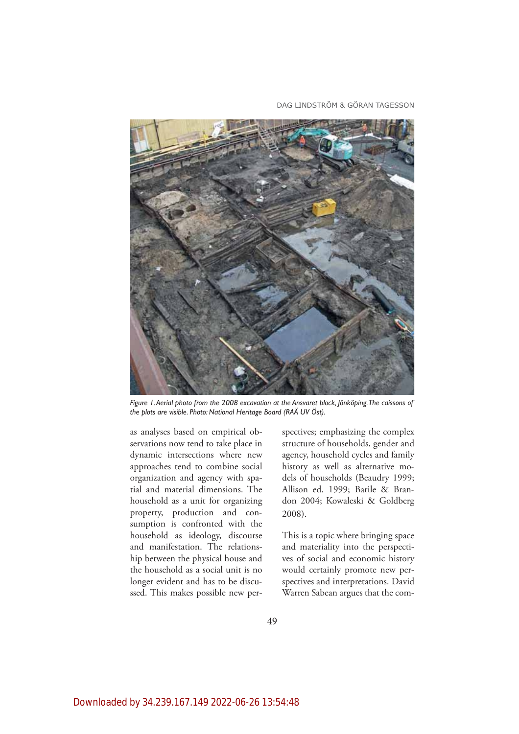*Figure 1. Aerial photo from the 2008 excavation at the Ansvaret block, Jönköping. The caissons of the plots are visible. Photo: National Heritage Board (RAÄ UV Öst).*

as analyses based on empirical observations now tend to take place in dynamic intersections where new approaches tend to combine social organization and agency with spatial and material dimensions. The household as a unit for organizing property, production and consumption is confronted with the household as ideology, discourse and manifestation. The relationship between the physical house and the household as a social unit is no longer evident and has to be discussed. This makes possible new perspectives; emphasizing the complex structure of households, gender and agency, household cycles and family history as well as alternative models of households (Beaudry 1999; Allison ed. 1999; Barile & Brandon 2004; Kowaleski & Goldberg 2008).

This is a topic where bringing space and materiality into the perspectives of social and economic history would certainly promote new perspectives and interpretations. David Warren Sabean argues that the com-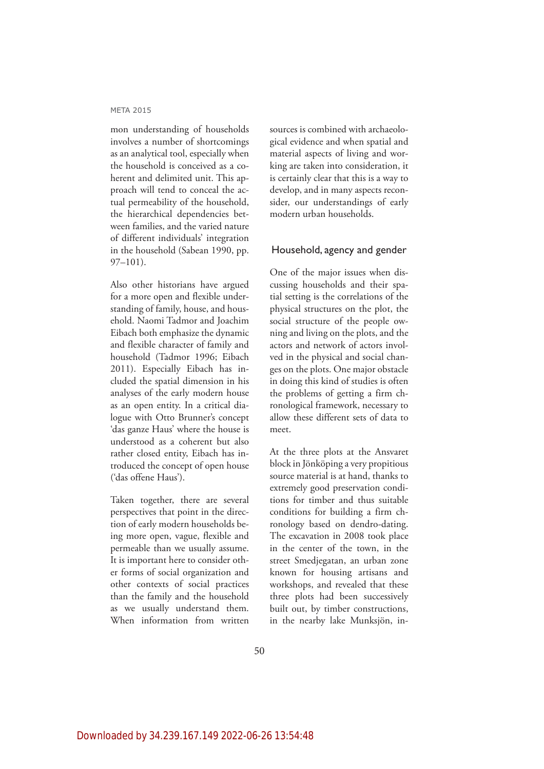mon understanding of households involves a number of shortcomings as an analytical tool, especially when the household is conceived as a coherent and delimited unit. This approach will tend to conceal the actual permeability of the household, the hierarchical dependencies between families, and the varied nature of different individuals' integration in the household (Sabean 1990, pp. 97–101).

Also other historians have argued for a more open and flexible understanding of family, house, and household. Naomi Tadmor and Joachim Eibach both emphasize the dynamic and flexible character of family and household (Tadmor 1996; Eibach 2011). Especially Eibach has included the spatial dimension in his analyses of the early modern house as an open entity. In a critical dialogue with Otto Brunner's concept 'das ganze Haus' where the house is understood as a coherent but also rather closed entity, Eibach has introduced the concept of open house ('das offene Haus').

Taken together, there are several perspectives that point in the direction of early modern households being more open, vague, flexible and permeable than we usually assume. It is important here to consider other forms of social organization and other contexts of social practices than the family and the household as we usually understand them. When information from written sources is combined with archaeological evidence and when spatial and material aspects of living and working are taken into consideration, it is certainly clear that this is a way to develop, and in many aspects reconsider, our understandings of early modern urban households.

## Household, agency and gender

One of the major issues when discussing households and their spatial setting is the correlations of the physical structures on the plot, the social structure of the people owning and living on the plots, and the actors and network of actors involved in the physical and social changes on the plots. One major obstacle in doing this kind of studies is often the problems of getting a firm chronological framework, necessary to allow these different sets of data to meet.

At the three plots at the Ansvaret block in Jönköping a very propitious source material is at hand, thanks to extremely good preservation conditions for timber and thus suitable conditions for building a firm chronology based on dendro-dating. The excavation in 2008 took place in the center of the town, in the street Smedjegatan, an urban zone known for housing artisans and workshops, and revealed that these three plots had been successively built out, by timber constructions, in the nearby lake Munksjön, in-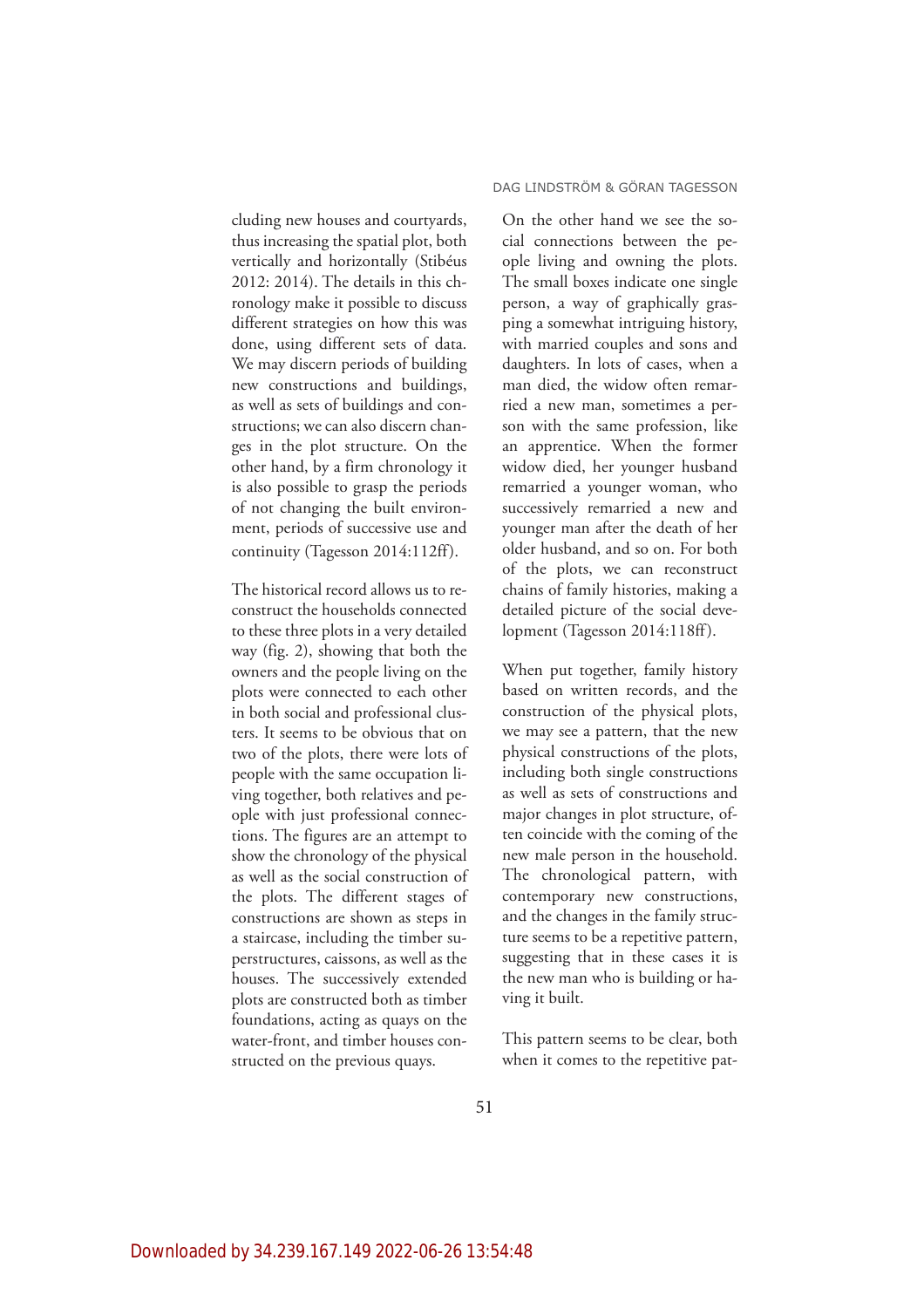cluding new houses and courtyards, thus increasing the spatial plot, both vertically and horizontally (Stibéus 2012: 2014). The details in this chronology make it possible to discuss different strategies on how this was done, using different sets of data. We may discern periods of building new constructions and buildings, as well as sets of buildings and constructions; we can also discern changes in the plot structure. On the other hand, by a firm chronology it is also possible to grasp the periods of not changing the built environment, periods of successive use and continuity (Tagesson 2014:112ff).

The historical record allows us to reconstruct the households connected to these three plots in a very detailed way (fig. 2), showing that both the owners and the people living on the plots were connected to each other in both social and professional clusters. It seems to be obvious that on two of the plots, there were lots of people with the same occupation living together, both relatives and people with just professional connections. The figures are an attempt to show the chronology of the physical as well as the social construction of the plots. The different stages of constructions are shown as steps in a staircase, including the timber superstructures, caissons, as well as the houses. The successively extended plots are constructed both as timber foundations, acting as quays on the water-front, and timber houses constructed on the previous quays.

On the other hand we see the social connections between the people living and owning the plots. The small boxes indicate one single person, a way of graphically grasping a somewhat intriguing history, with married couples and sons and daughters. In lots of cases, when a man died, the widow often remarried a new man, sometimes a person with the same profession, like an apprentice. When the former widow died, her younger husband remarried a younger woman, who successively remarried a new and younger man after the death of her older husband, and so on. For both of the plots, we can reconstruct chains of family histories, making a detailed picture of the social development (Tagesson 2014:118ff).

When put together, family history based on written records, and the construction of the physical plots, we may see a pattern, that the new physical constructions of the plots, including both single constructions as well as sets of constructions and major changes in plot structure, often coincide with the coming of the new male person in the household. The chronological pattern, with contemporary new constructions, and the changes in the family structure seems to be a repetitive pattern, suggesting that in these cases it is the new man who is building or having it built.

This pattern seems to be clear, both when it comes to the repetitive pat-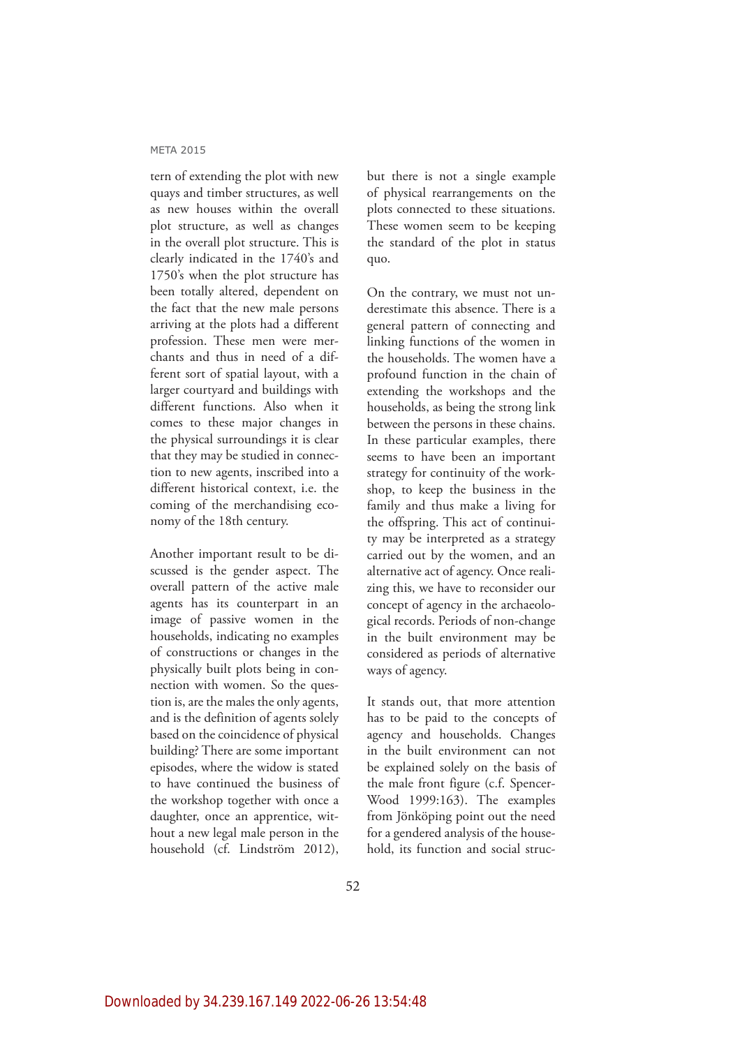tern of extending the plot with new quays and timber structures, as well as new houses within the overall plot structure, as well as changes in the overall plot structure. This is clearly indicated in the 1740's and 1750's when the plot structure has been totally altered, dependent on the fact that the new male persons arriving at the plots had a different profession. These men were merchants and thus in need of a different sort of spatial layout, with a larger courtyard and buildings with different functions. Also when it comes to these major changes in the physical surroundings it is clear that they may be studied in connection to new agents, inscribed into a different historical context, i.e. the coming of the merchandising economy of the 18th century.

Another important result to be discussed is the gender aspect. The overall pattern of the active male agents has its counterpart in an image of passive women in the households, indicating no examples of constructions or changes in the physically built plots being in connection with women. So the question is, are the males the only agents, and is the definition of agents solely based on the coincidence of physical building? There are some important episodes, where the widow is stated to have continued the business of the workshop together with once a daughter, once an apprentice, without a new legal male person in the household (cf. Lindström 2012), but there is not a single example of physical rearrangements on the plots connected to these situations. These women seem to be keeping the standard of the plot in status quo.

On the contrary, we must not underestimate this absence. There is a general pattern of connecting and linking functions of the women in the households. The women have a profound function in the chain of extending the workshops and the households, as being the strong link between the persons in these chains. In these particular examples, there seems to have been an important strategy for continuity of the workshop, to keep the business in the family and thus make a living for the offspring. This act of continuity may be interpreted as a strategy carried out by the women, and an alternative act of agency. Once realizing this, we have to reconsider our concept of agency in the archaeological records. Periods of non-change in the built environment may be considered as periods of alternative ways of agency.

It stands out, that more attention has to be paid to the concepts of agency and households. Changes in the built environment can not be explained solely on the basis of the male front figure (c.f. Spencer-Wood 1999:163). The examples from Jönköping point out the need for a gendered analysis of the household, its function and social struc-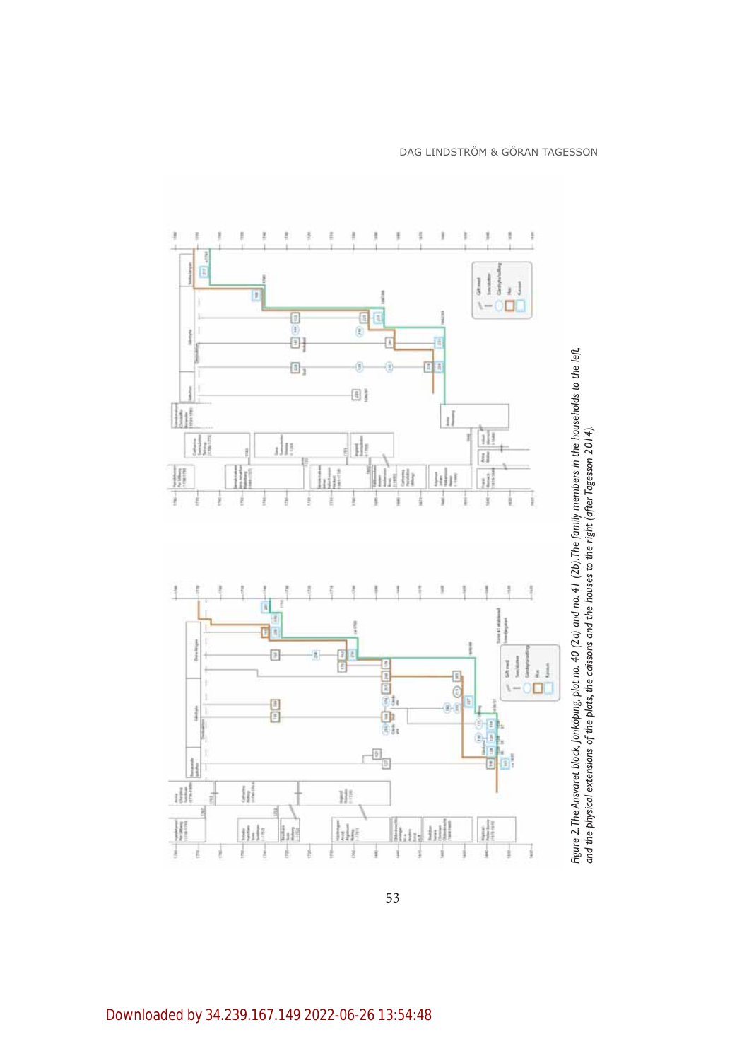*Figure 2. The Ansvaret block, Jönköping, plot no. 40 (2a) and no. 41 (2b). The family members in the households to the left, and the physical extensions of the plots, the caissons and the houses to the right (after Tagesson 2014).*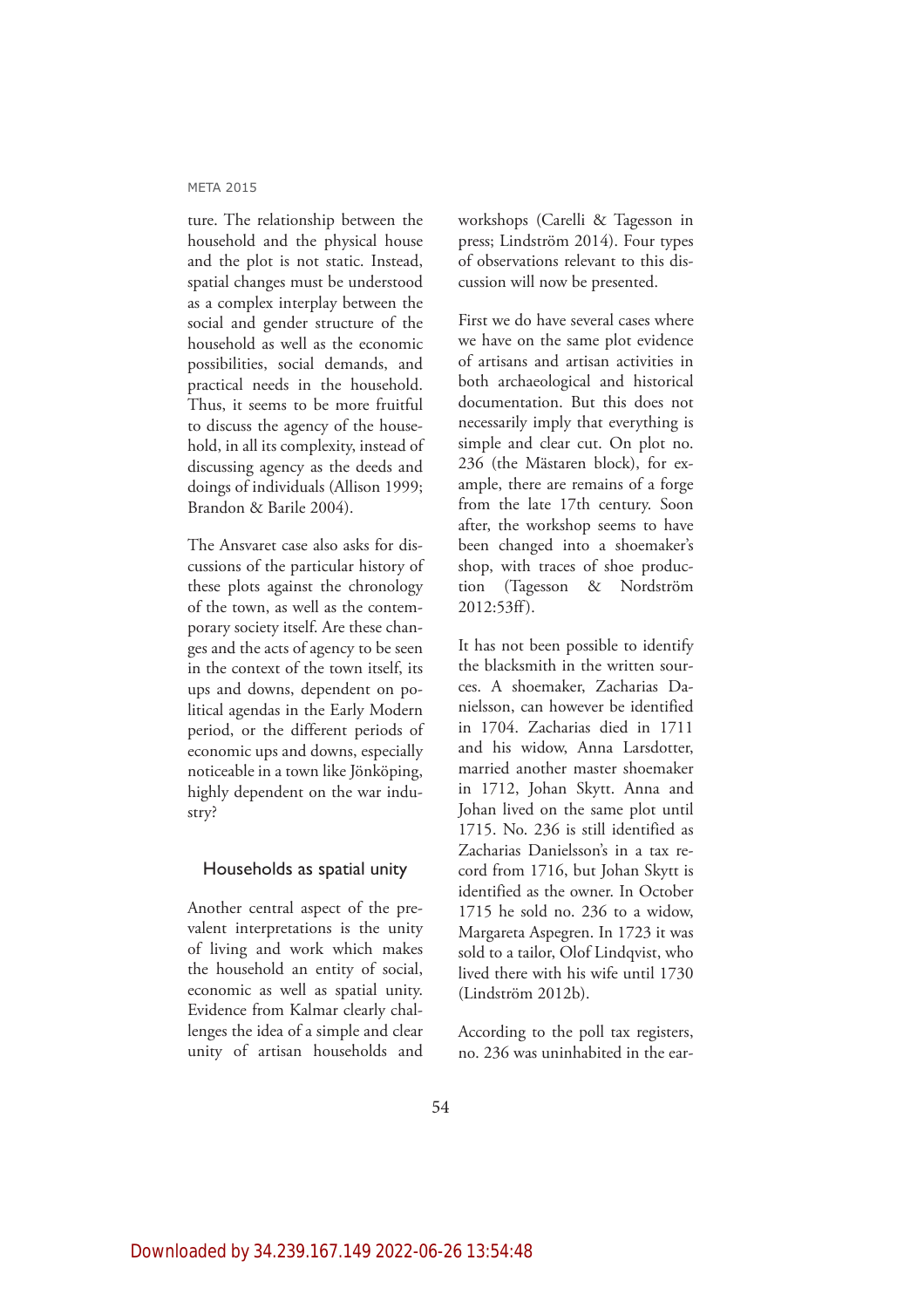ture. The relationship between the household and the physical house and the plot is not static. Instead, spatial changes must be understood as a complex interplay between the social and gender structure of the household as well as the economic possibilities, social demands, and practical needs in the household. Thus, it seems to be more fruitful to discuss the agency of the household, in all its complexity, instead of discussing agency as the deeds and doings of individuals (Allison 1999; Brandon & Barile 2004).

The Ansvaret case also asks for discussions of the particular history of these plots against the chronology of the town, as well as the contemporary society itself. Are these changes and the acts of agency to be seen in the context of the town itself, its ups and downs, dependent on political agendas in the Early Modern period, or the different periods of economic ups and downs, especially noticeable in a town like Jönköping, highly dependent on the war industry?

## Households as spatial unity

Another central aspect of the prevalent interpretations is the unity of living and work which makes the household an entity of social, economic as well as spatial unity. Evidence from Kalmar clearly challenges the idea of a simple and clear unity of artisan households and workshops (Carelli & Tagesson in press; Lindström 2014). Four types of observations relevant to this discussion will now be presented.

First we do have several cases where we have on the same plot evidence of artisans and artisan activities in both archaeological and historical documentation. But this does not necessarily imply that everything is simple and clear cut. On plot no. 236 (the Mästaren block), for example, there are remains of a forge from the late 17th century. Soon after, the workshop seems to have been changed into a shoemaker's shop, with traces of shoe production (Tagesson & Nordström 2012:53ff).

It has not been possible to identify the blacksmith in the written sources. A shoemaker, Zacharias Danielsson, can however be identified in 1704. Zacharias died in 1711 and his widow, Anna Larsdotter, married another master shoemaker in 1712, Johan Skytt. Anna and Johan lived on the same plot until 1715. No. 236 is still identified as Zacharias Danielsson's in a tax record from 1716, but Johan Skytt is identified as the owner. In October 1715 he sold no. 236 to a widow, Margareta Aspegren. In 1723 it was sold to a tailor, Olof Lindqvist, who lived there with his wife until 1730 (Lindström 2012b).

According to the poll tax registers, no. 236 was uninhabited in the ear-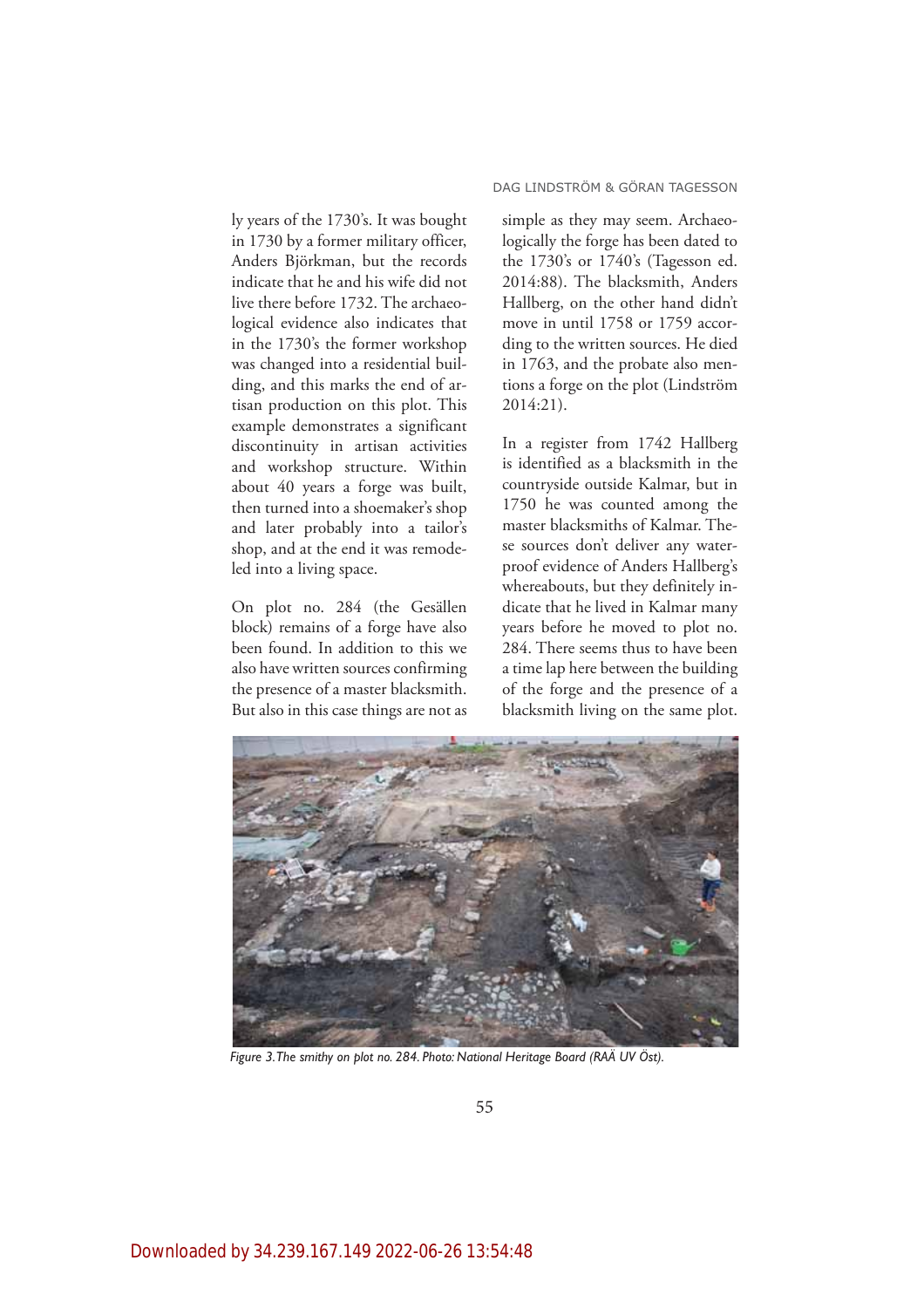ly years of the 1730's. It was bought in 1730 by a former military officer, Anders Björkman, but the records indicate that he and his wife did not live there before 1732. The archaeological evidence also indicates that in the 1730's the former workshop was changed into a residential building, and this marks the end of artisan production on this plot. This example demonstrates a significant discontinuity in artisan activities and workshop structure. Within about 40 years a forge was built, then turned into a shoemaker's shop and later probably into a tailor's shop, and at the end it was remodeled into a living space.

On plot no. 284 (the Gesällen block) remains of a forge have also been found. In addition to this we also have written sources confirming the presence of a master blacksmith. But also in this case things are not as simple as they may seem. Archaeologically the forge has been dated to the 1730's or 1740's (Tagesson ed. 2014:88). The blacksmith, Anders Hallberg, on the other hand didn't move in until 1758 or 1759 according to the written sources. He died in 1763, and the probate also mentions a forge on the plot (Lindström 2014:21).

In a register from 1742 Hallberg is identified as a blacksmith in the countryside outside Kalmar, but in 1750 he was counted among the master blacksmiths of Kalmar. These sources don't deliver any waterproof evidence of Anders Hallberg's whereabouts, but they definitely indicate that he lived in Kalmar many years before he moved to plot no. 284. There seems thus to have been a time lap here between the building of the forge and the presence of a blacksmith living on the same plot.

*Figure 3. The smithy on plot no. 284. Photo: National Heritage Board (RAÄ UV Öst).*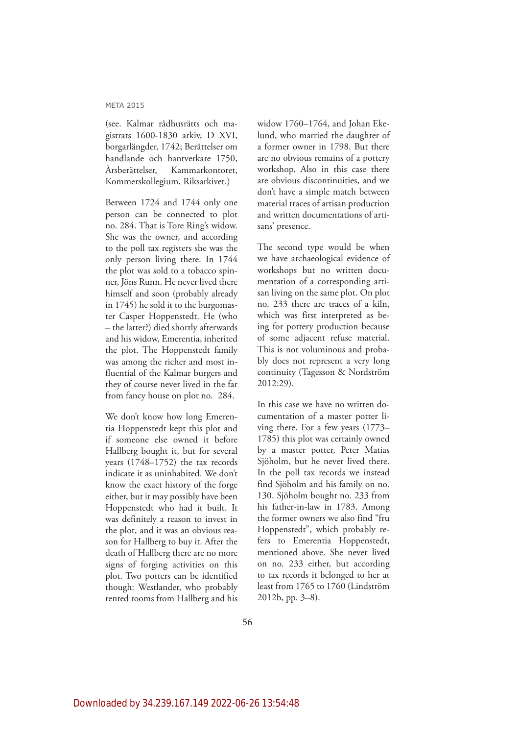(see. Kalmar rådhusrätts och magistrats 1600-1830 arkiv, D XVI, borgarlängder, 1742; Berättelser om handlande och hantverkare 1750, Årsberättelser, Kammarkontoret, Kommerskollegium, Riksarkivet.)

Between 1724 and 1744 only one person can be connected to plot no. 284. That is Tore Ring's widow. She was the owner, and according to the poll tax registers she was the only person living there. In 1744 the plot was sold to a tobacco spinner, Jöns Runn. He never lived there himself and soon (probably already in 1745) he sold it to the burgomaster Casper Hoppenstedt. He (who – the latter?) died shortly afterwards and his widow, Emerentia, inherited the plot. The Hoppenstedt family was among the richer and most influential of the Kalmar burgers and they of course never lived in the far from fancy house on plot no. 284.

We don't know how long Emerentia Hoppenstedt kept this plot and if someone else owned it before Hallberg bought it, but for several years (1748–1752) the tax records indicate it as uninhabited. We don't know the exact history of the forge either, but it may possibly have been Hoppenstedt who had it built. It was definitely a reason to invest in the plot, and it was an obvious reason for Hallberg to buy it. After the death of Hallberg there are no more signs of forging activities on this plot. Two potters can be identified though: Westlander, who probably rented rooms from Hallberg and his widow 1760–1764, and Johan Ekelund, who married the daughter of a former owner in 1798. But there are no obvious remains of a pottery workshop. Also in this case there are obvious discontinuities, and we don't have a simple match between material traces of artisan production and written documentations of artisans' presence.

The second type would be when we have archaeological evidence of workshops but no written documentation of a corresponding artisan living on the same plot. On plot no. 233 there are traces of a kiln, which was first interpreted as being for pottery production because of some adjacent refuse material. This is not voluminous and probably does not represent a very long continuity (Tagesson & Nordström 2012:29).

In this case we have no written documentation of a master potter living there. For a few years (1773–1785) this plot was certainly owned by a master potter, Peter Matias Sjöholm, but he never lived there. In the poll tax records we instead find Sjöholm and his family on no. 130. Sjöholm bought no. 233 from his father-in-law in 1783. Among the former owners we also find "fru Hoppenstedt", which probably refers to Emerentia Hoppenstedt, mentioned above. She never lived on no. 233 either, but according to tax records it belonged to her at least from 1765 to 1760 (Lindström 2012b, pp. 3–8).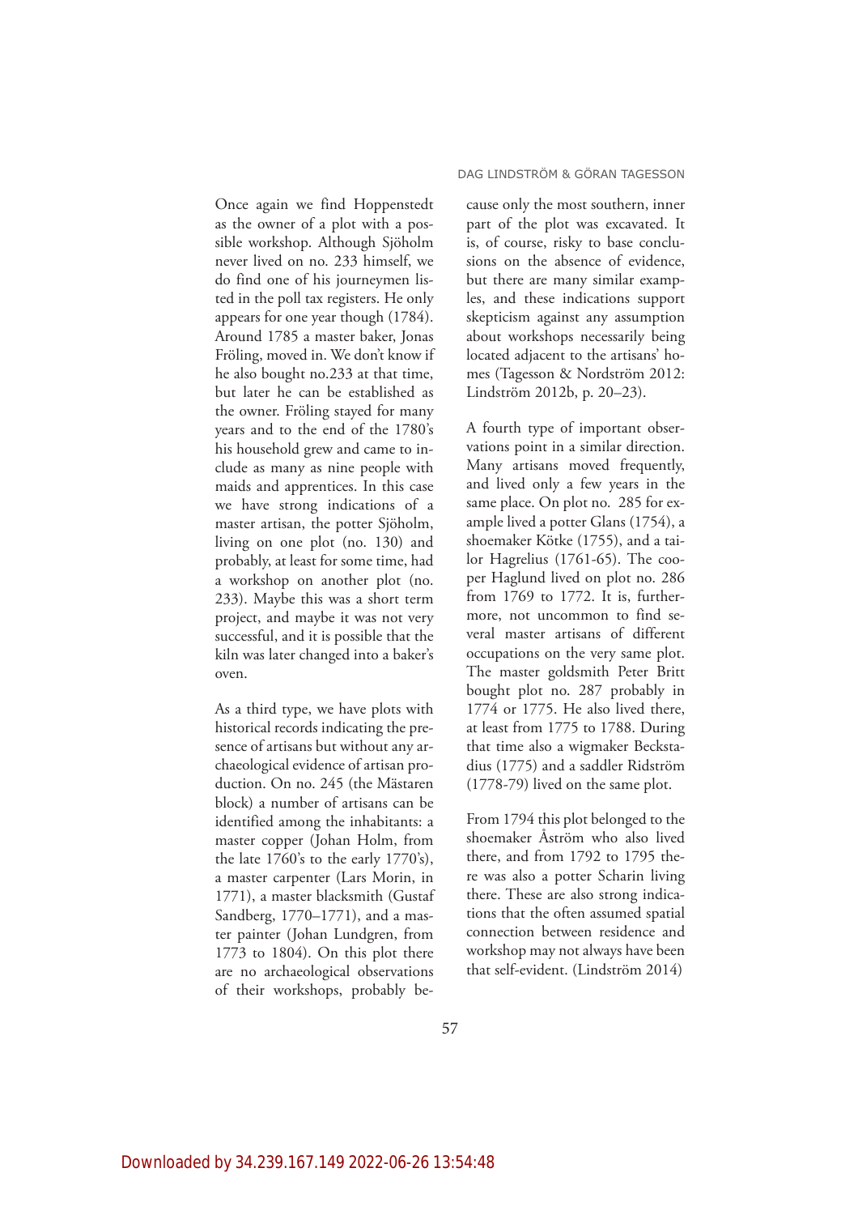Once again we find Hoppenstedt as the owner of a plot with a possible workshop. Although Sjöholm never lived on no. 233 himself, we do find one of his journeymen listed in the poll tax registers. He only appears for one year though (1784). Around 1785 a master baker, Jonas Fröling, moved in. We don't know if he also bought no.233 at that time, but later he can be established as the owner. Fröling stayed for many years and to the end of the 1780's his household grew and came to include as many as nine people with maids and apprentices. In this case we have strong indications of a master artisan, the potter Sjöholm, living on one plot (no. 130) and probably, at least for some time, had a workshop on another plot (no. 233). Maybe this was a short term project, and maybe it was not very successful, and it is possible that the kiln was later changed into a baker's oven.

As a third type, we have plots with historical records indicating the presence of artisans but without any archaeological evidence of artisan production. On no. 245 (the Mästaren block) a number of artisans can be identified among the inhabitants: a master copper (Johan Holm, from the late 1760's to the early 1770's), a master carpenter (Lars Morin, in 1771), a master blacksmith (Gustaf Sandberg, 1770–1771), and a master painter (Johan Lundgren, from 1773 to 1804). On this plot there are no archaeological observations of their workshops, probably because only the most southern, inner part of the plot was excavated. It is, of course, risky to base conclusions on the absence of evidence, but there are many similar examples, and these indications support skepticism against any assumption about workshops necessarily being located adjacent to the artisans' homes (Tagesson & Nordström 2012: Lindström 2012b, p. 20–23).

A fourth type of important observations point in a similar direction. Many artisans moved frequently, and lived only a few years in the same place. On plot no. 285 for example lived a potter Glans (1754), a shoemaker Kötke (1755), and a tailor Hagrelius (1761-65). The cooper Haglund lived on plot no. 286 from 1769 to 1772. It is, furthermore, not uncommon to find several master artisans of different occupations on the very same plot. The master goldsmith Peter Britt bought plot no. 287 probably in 1774 or 1775. He also lived there, at least from 1775 to 1788. During that time also a wigmaker Beckstadius (1775) and a saddler Ridström (1778-79) lived on the same plot.

From 1794 this plot belonged to the shoemaker Åström who also lived there, and from 1792 to 1795 there was also a potter Scharin living there. These are also strong indications that the often assumed spatial connection between residence and workshop may not always have been that self-evident. (Lindström 2014)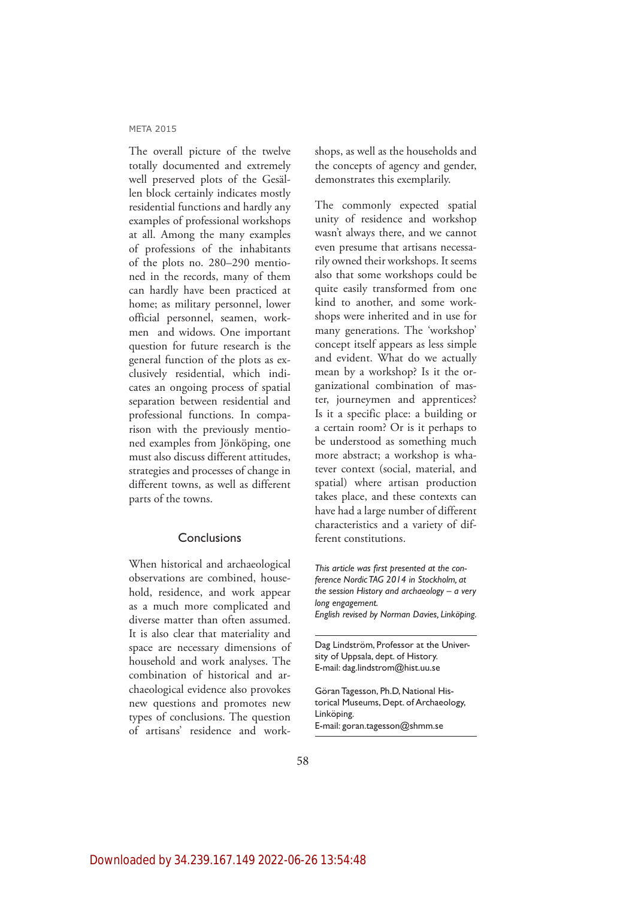The overall picture of the twelve totally documented and extremely well preserved plots of the Gesällen block certainly indicates mostly residential functions and hardly any examples of professional workshops at all. Among the many examples of professions of the inhabitants of the plots no. 280–290 mentioned in the records, many of them can hardly have been practiced at home; as military personnel, lower official personnel, seamen, workmen and widows. One important question for future research is the general function of the plots as exclusively residential, which indicates an ongoing process of spatial separation between residential and professional functions. In comparison with the previously mentioned examples from Jönköping, one must also discuss different attitudes, strategies and processes of change in different towns, as well as different parts of the towns.

## Conclusions

When historical and archaeological observations are combined, household, residence, and work appear as a much more complicated and diverse matter than often assumed. It is also clear that materiality and space are necessary dimensions of household and work analyses. The combination of historical and archaeological evidence also provokes new questions and promotes new types of conclusions. The question of artisans' residence and workshops, as well as the households and the concepts of agency and gender, demonstrates this exemplarily.

The commonly expected spatial unity of residence and workshop wasn't always there, and we cannot even presume that artisans necessarily owned their workshops. It seems also that some workshops could be quite easily transformed from one kind to another, and some workshops were inherited and in use for many generations. The 'workshop' concept itself appears as less simple and evident. What do we actually mean by a workshop? Is it the organizational combination of master, journeymen and apprentices? Is it a specific place: a building or a certain room? Or is it perhaps to be understood as something much more abstract; a workshop is whatever context (social, material, and spatial) where artisan production takes place, and these contexts can have had a large number of different characteristics and a variety of different constitutions.

*This article was first presented at the conference Nordic TAG 2014 in Stockholm, at the session History and archaeology – a very long engagement.*
*English revised by Norman Davies, Linköping.*

---

Dag Lindström, Professor at the University of Uppsala, dept. of History.
E-mail: dag.lindstrom@hist.uu.se

Göran Tagesson, Ph.D, National Historical Museums, Dept. of Archaeology, Linköping.
E-mail: goran.tagesson@shmm.se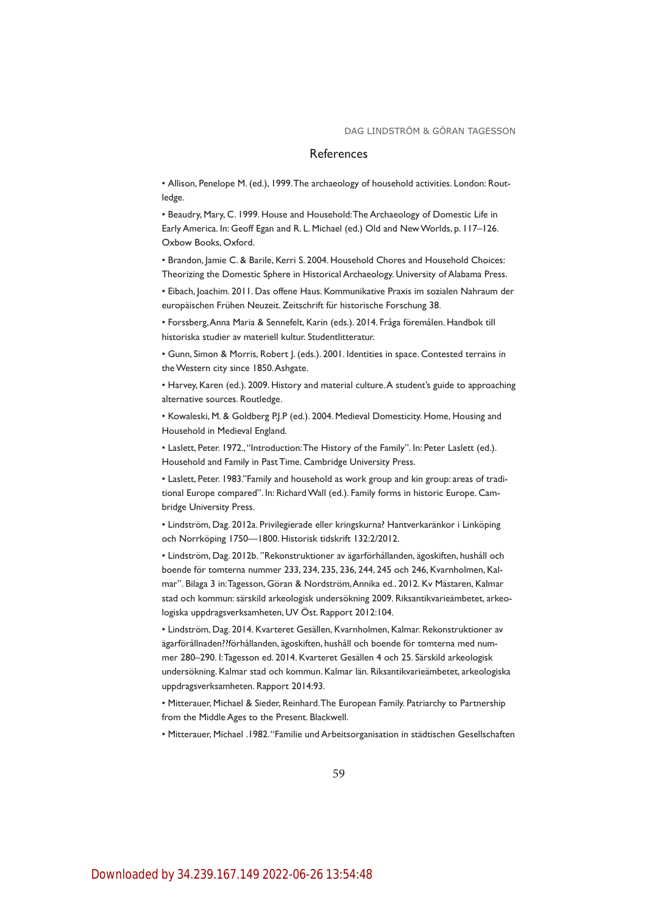## References

- Allison, Penelope M. (ed.), 1999. The archaeology of household activities. London: Routledge.
- Beaudry, Mary, C. 1999. House and Household: The Archaeology of Domestic Life in Early America. In: Geoff Egan and R. L. Michael (ed.) Old and New Worlds, p. 117–126. Oxbow Books, Oxford.
- Brandon, Jamie C. & Barile, Kerri S. 2004. Household Chores and Household Choices: Theorizing the Domestic Sphere in Historical Archaeology. University of Alabama Press.
- Eibach, Joachim. 2011. Das offene Haus. Kommunikative Praxis im sozialen Nahraum der europäischen Frühen Neuzeit. Zeitschrift für historische Forschung 38.
- Forssberg, Anna Maria & Sennefelt, Karin (eds.). 2014. Fråga föremålen. Handbok till historiska studier av materiell kultur. Studentlitteratur.
- Gunn, Simon & Morris, Robert J. (eds.). 2001. Identities in space. Contested terrains in the Western city since 1850. Ashgate.
- Harvey, Karen (ed.). 2009. History and material culture. A student's guide to approaching alternative sources. Routledge.
- Kowaleski, M. & Goldberg P.J.P (ed.). 2004. Medieval Domesticity. Home, Housing and Household in Medieval England.
- Laslett, Peter. 1972., "Introduction: The History of the Family". In: Peter Laslett (ed.). Household and Family in Past Time. Cambridge University Press.
- Laslett, Peter. 1983."Family and household as work group and kin group: areas of traditional Europe compared". In: Richard Wall (ed.). Family forms in historic Europe. Cambridge University Press.
- Lindström, Dag. 2012a. Privilegierade eller kringskurna? Hantverkaränkor i Linköping och Norrköping 1750—1800. Historisk tidskrift 132:2/2012.
- Lindström, Dag. 2012b. "Rekonstruktioner av ägarförhållanden, ägoskiften, hushåll och boende för tomterna nummer 233, 234, 235, 236, 244, 245 och 246, Kvarnholmen, Kalmar". Bilaga 3 in: Tagesson, Göran & Nordström, Annika ed.. 2012. Kv Mästaren, Kalmar stad och kommun: särskild arkeologisk undersökning 2009. Riksantikvarieämbetet, arkeologiska uppdragsverksamheten, UV Öst. Rapport 2012:104.
- Lindström, Dag. 2014. Kvarteret Gesällen, Kvarnholmen, Kalmar. Rekonstruktioner av ägarförållnaden??förhållanden, ägoskiften, hushåll och boende för tomterna med nummer 280–290. I: Tagesson ed. 2014. Kvarteret Gesällen 4 och 25. Särskild arkeologisk undersökning. Kalmar stad och kommun. Kalmar län. Riksantikvarieämbetet, arkeologiska uppdragsverksamheten. Rapport 2014:93.
- Mitterauer, Michael & Sieder, Reinhard. The European Family. Patriarchy to Partnership from the Middle Ages to the Present. Blackwell.
- Mitterauer, Michael .1982. "Familie und Arbeitsorganisation in städtischen Gesellschaften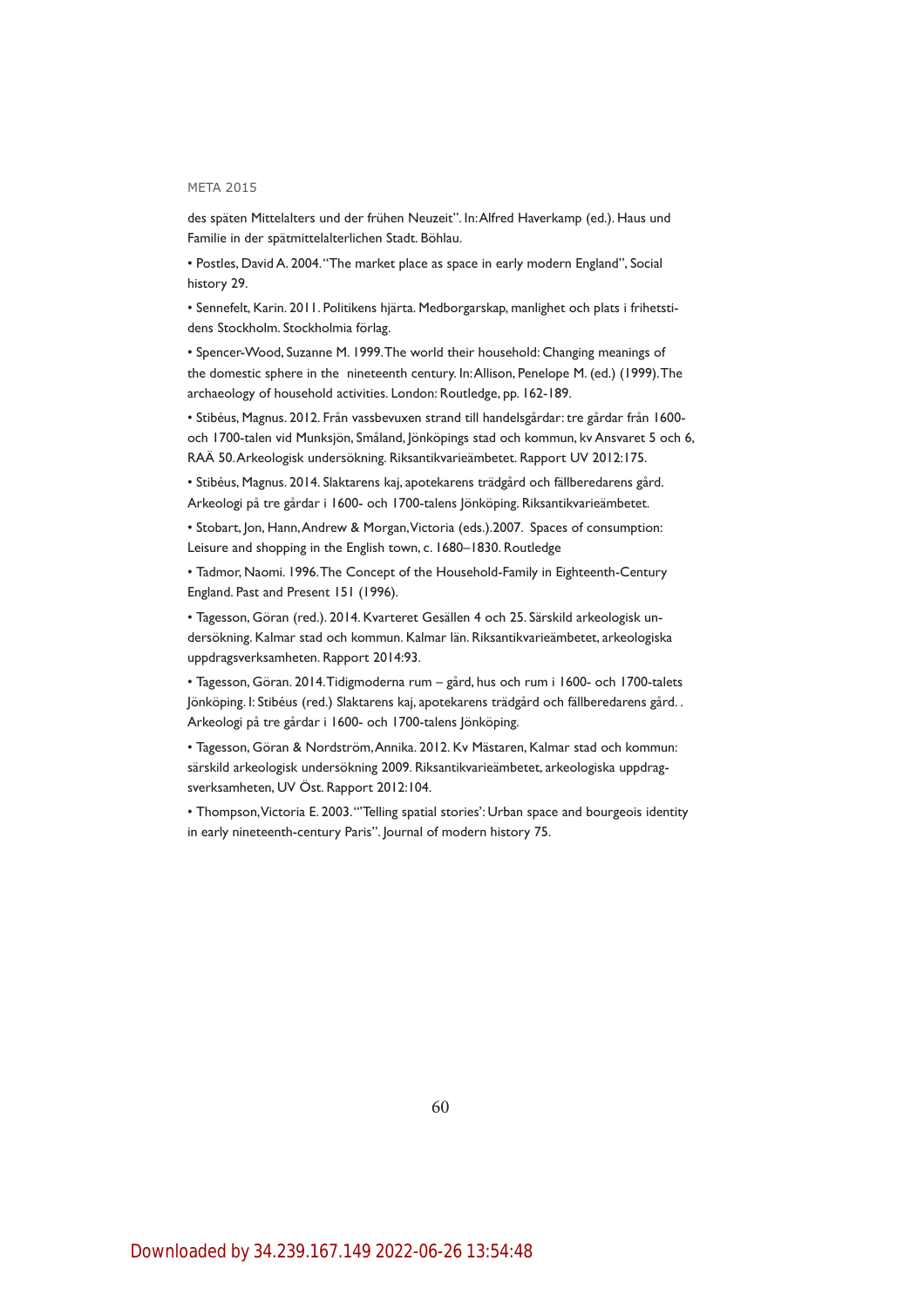des späten Mittelalters und der frühen Neuzeit". In: Alfred Haverkamp (ed.). Haus und Familie in der spätmittelalterlichen Stadt. Böhlau.

- Postles, David A. 2004. "The market place as space in early modern England", Social history 29.
- Sennefelt, Karin. 2011. Politikens hjärta. Medborgarskap, manlighet och plats i frihetstidens Stockholm. Stockholmia förlag.
- Spencer-Wood, Suzanne M. 1999. The world their household: Changing meanings of the domestic sphere in the nineteenth century. In: Allison, Penelope M. (ed.) (1999). The archaeology of household activities. London: Routledge, pp. 162-189.
- Stibéus, Magnus. 2012. Från vassbevuxen strand till handelsgårdar: tre gårdar från 1600- och 1700-talen vid Munksjön, Småland, Jönköpings stad och kommun, kv Ansvaret 5 och 6, RAÄ 50. Arkeologisk undersökning. Riksantikvarieämbetet. Rapport UV 2012:175.
- Stibéus, Magnus. 2014. Slaktarens kaj, apotekarens trädgård och fällberedarens gård. Arkeologi på tre gårdar i 1600- och 1700-talens Jönköping. Riksantikvarieämbetet.
- Stobart, Jon, Hann, Andrew & Morgan, Victoria (eds.). 2007. Spaces of consumption: Leisure and shopping in the English town, c. 1680–1830. Routledge
- Tadmor, Naomi. 1996. The Concept of the Household-Family in Eighteenth-Century England. Past and Present 151 (1996).
- Tagesson, Göran (red.). 2014. Kvarteret Gesällen 4 och 25. Särskild arkeologisk undersökning. Kalmar stad och kommun. Kalmar län. Riksantikvarieämbetet, arkeologiska uppdragsverksamheten. Rapport 2014:93.
- Tagesson, Göran. 2014. Tidigmoderna rum – gård, hus och rum i 1600- och 1700-talets Jönköping. I: Stibéus (red.) Slaktarens kaj, apotekarens trädgård och fällberedarens gård. . Arkeologi på tre gårdar i 1600- och 1700-talens Jönköping.
- Tagesson, Göran & Nordström, Annika. 2012. Kv Mästaren, Kalmar stad och kommun: särskild arkeologisk undersökning 2009. Riksantikvarieämbetet, arkeologiska uppdragsverksamheten, UV Öst. Rapport 2012:104.
- Thompson, Victoria E. 2003. "'Telling spatial stories': Urban space and bourgeois identity in early nineteenth-century Paris". Journal of modern history 75.